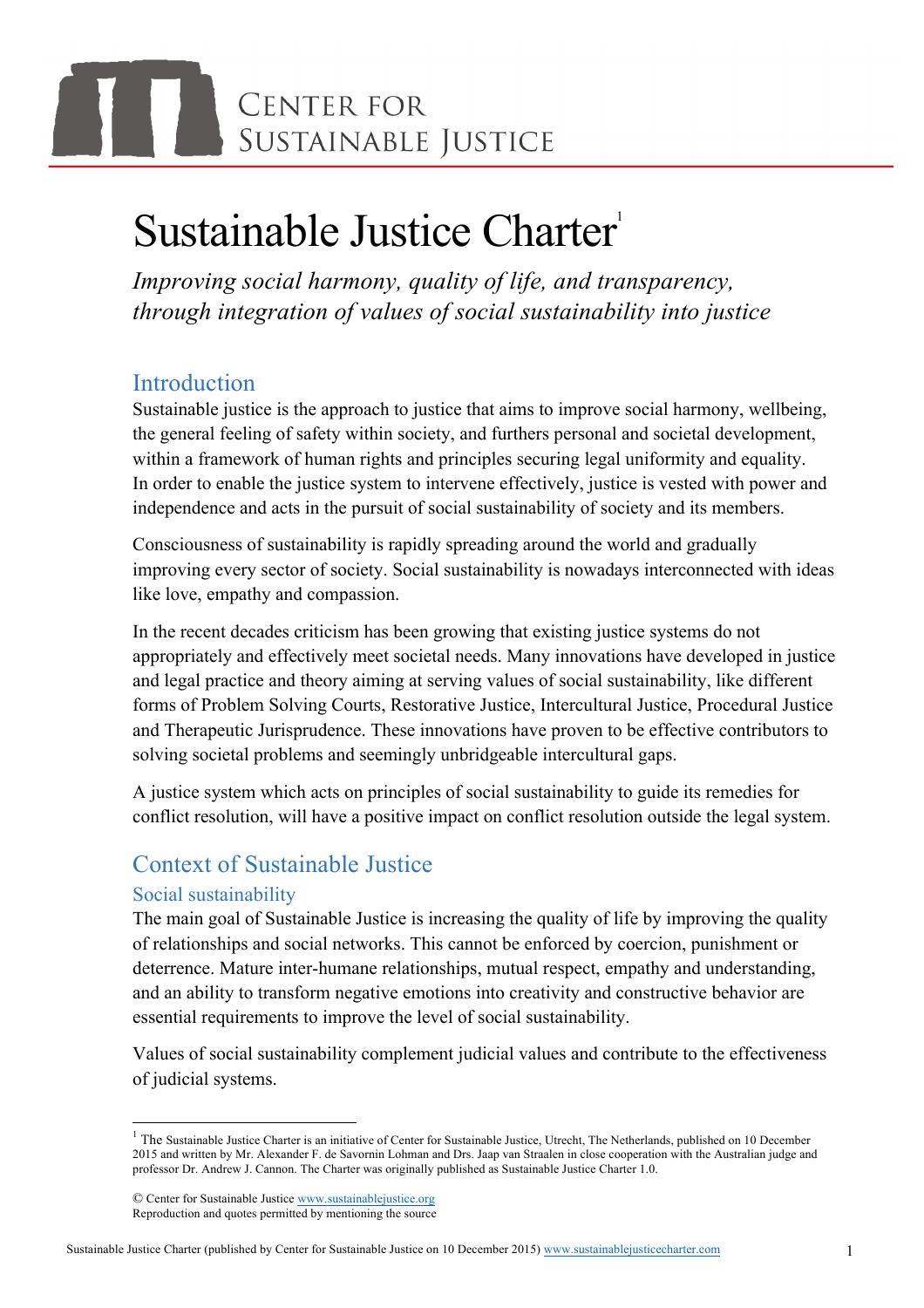Center for Sustainable Justice

# Sustainable Justice Charter[1]

*Improving social harmony, quality of life, and transparency, through integration of values of social sustainability into justice*

## Introduction

Sustainable justice is the approach to justice that aims to improve social harmony, wellbeing, the general feeling of safety within society, and furthers personal and societal development, within a framework of human rights and principles securing legal uniformity and equality. In order to enable the justice system to intervene effectively, justice is vested with power and independence and acts in the pursuit of social sustainability of society and its members.

Consciousness of sustainability is rapidly spreading around the world and gradually improving every sector of society. Social sustainability is nowadays interconnected with ideas like love, empathy and compassion.

In the recent decades criticism has been growing that existing justice systems do not appropriately and effectively meet societal needs. Many innovations have developed in justice and legal practice and theory aiming at serving values of social sustainability, like different forms of Problem Solving Courts, Restorative Justice, Intercultural Justice, Procedural Justice and Therapeutic Jurisprudence. These innovations have proven to be effective contributors to solving societal problems and seemingly unbridgeable intercultural gaps.

A justice system which acts on principles of social sustainability to guide its remedies for conflict resolution, will have a positive impact on conflict resolution outside the legal system.

## Context of Sustainable Justice

### Social sustainability

The main goal of Sustainable Justice is increasing the quality of life by improving the quality of relationships and social networks. This cannot be enforced by coercion, punishment or deterrence. Mature inter-humane relationships, mutual respect, empathy and understanding, and an ability to transform negative emotions into creativity and constructive behavior are essential requirements to improve the level of social sustainability.

Values of social sustainability complement judicial values and contribute to the effectiveness of judicial systems.

---

[1] The Sustainable Justice Charter is an initiative of Center for Sustainable Justice, Utrecht, The Netherlands, published on 10 December 2015 and written by Mr. Alexander F. de Savornin Lohman and Drs. Jaap van Straalen in close cooperation with the Australian judge and professor Dr. Andrew J. Cannon. The Charter was originally published as Sustainable Justice Charter 1.0.

© Center for Sustainable Justice www.sustainablejustice.org
Reproduction and quotes permitted by mentioning the source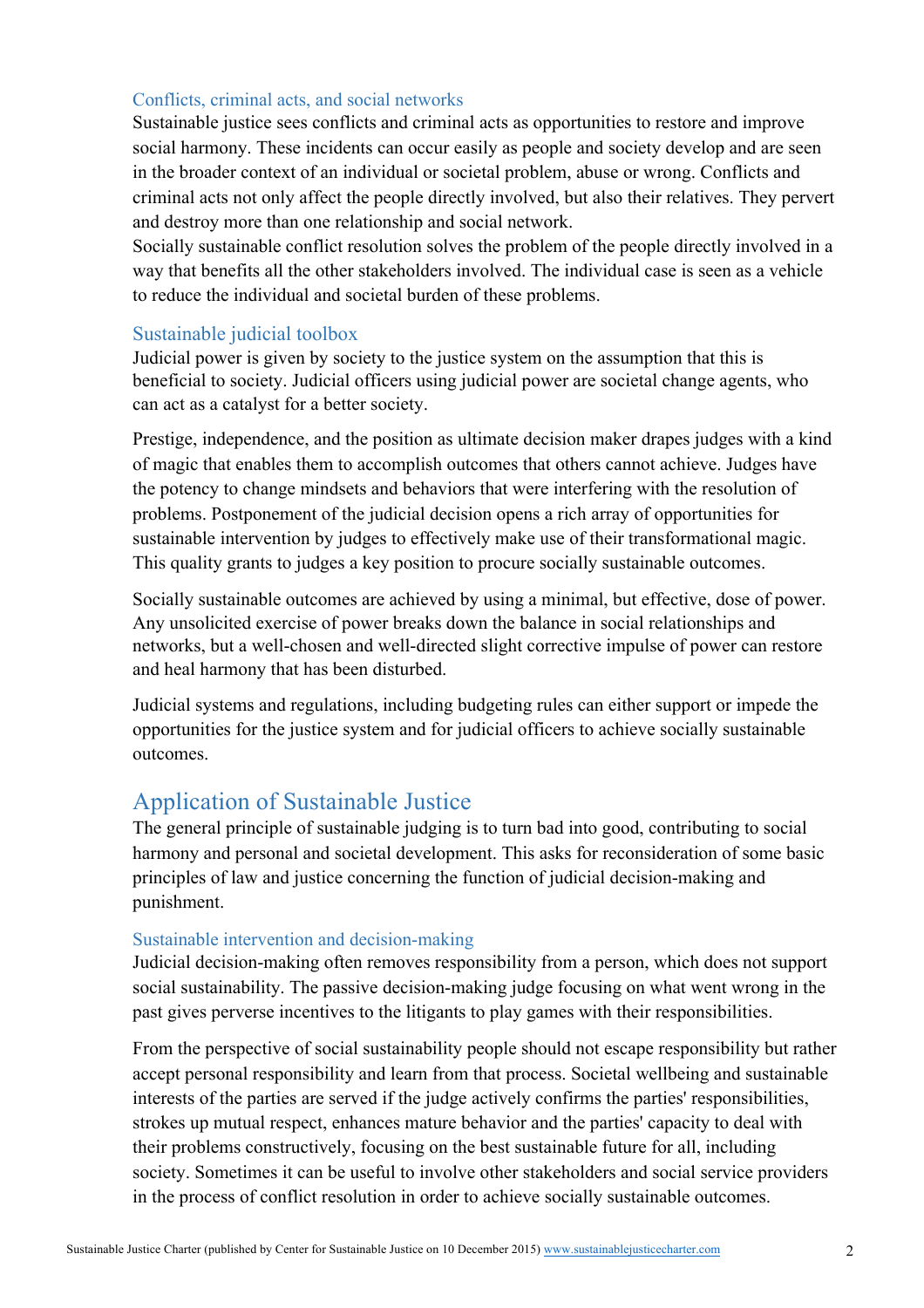### Conflicts, criminal acts, and social networks

Sustainable justice sees conflicts and criminal acts as opportunities to restore and improve social harmony. These incidents can occur easily as people and society develop and are seen in the broader context of an individual or societal problem, abuse or wrong. Conflicts and criminal acts not only affect the people directly involved, but also their relatives. They pervert and destroy more than one relationship and social network.

Socially sustainable conflict resolution solves the problem of the people directly involved in a way that benefits all the other stakeholders involved. The individual case is seen as a vehicle to reduce the individual and societal burden of these problems.

### Sustainable judicial toolbox

Judicial power is given by society to the justice system on the assumption that this is beneficial to society. Judicial officers using judicial power are societal change agents, who can act as a catalyst for a better society.

Prestige, independence, and the position as ultimate decision maker drapes judges with a kind of magic that enables them to accomplish outcomes that others cannot achieve. Judges have the potency to change mindsets and behaviors that were interfering with the resolution of problems. Postponement of the judicial decision opens a rich array of opportunities for sustainable intervention by judges to effectively make use of their transformational magic. This quality grants to judges a key position to procure socially sustainable outcomes.

Socially sustainable outcomes are achieved by using a minimal, but effective, dose of power. Any unsolicited exercise of power breaks down the balance in social relationships and networks, but a well-chosen and well-directed slight corrective impulse of power can restore and heal harmony that has been disturbed.

Judicial systems and regulations, including budgeting rules can either support or impede the opportunities for the justice system and for judicial officers to achieve socially sustainable outcomes.

## Application of Sustainable Justice

The general principle of sustainable judging is to turn bad into good, contributing to social harmony and personal and societal development. This asks for reconsideration of some basic principles of law and justice concerning the function of judicial decision-making and punishment.

### Sustainable intervention and decision-making

Judicial decision-making often removes responsibility from a person, which does not support social sustainability. The passive decision-making judge focusing on what went wrong in the past gives perverse incentives to the litigants to play games with their responsibilities.

From the perspective of social sustainability people should not escape responsibility but rather accept personal responsibility and learn from that process. Societal wellbeing and sustainable interests of the parties are served if the judge actively confirms the parties' responsibilities, strokes up mutual respect, enhances mature behavior and the parties' capacity to deal with their problems constructively, focusing on the best sustainable future for all, including society. Sometimes it can be useful to involve other stakeholders and social service providers in the process of conflict resolution in order to achieve socially sustainable outcomes.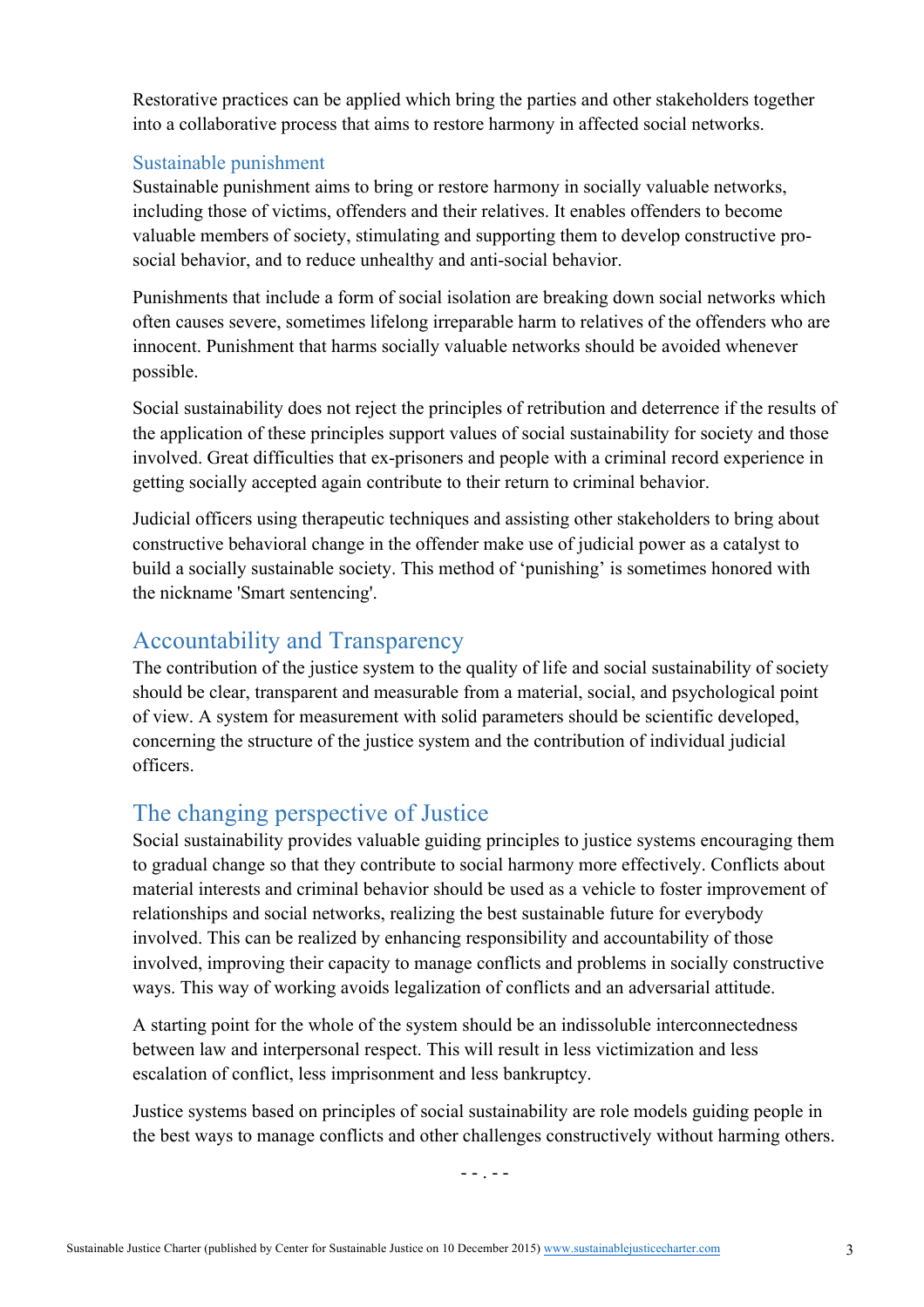Restorative practices can be applied which bring the parties and other stakeholders together into a collaborative process that aims to restore harmony in affected social networks.

### Sustainable punishment

Sustainable punishment aims to bring or restore harmony in socially valuable networks, including those of victims, offenders and their relatives. It enables offenders to become valuable members of society, stimulating and supporting them to develop constructive pro-social behavior, and to reduce unhealthy and anti-social behavior.

Punishments that include a form of social isolation are breaking down social networks which often causes severe, sometimes lifelong irreparable harm to relatives of the offenders who are innocent. Punishment that harms socially valuable networks should be avoided whenever possible.

Social sustainability does not reject the principles of retribution and deterrence if the results of the application of these principles support values of social sustainability for society and those involved. Great difficulties that ex-prisoners and people with a criminal record experience in getting socially accepted again contribute to their return to criminal behavior.

Judicial officers using therapeutic techniques and assisting other stakeholders to bring about constructive behavioral change in the offender make use of judicial power as a catalyst to build a socially sustainable society. This method of 'punishing' is sometimes honored with the nickname 'Smart sentencing'.

## Accountability and Transparency

The contribution of the justice system to the quality of life and social sustainability of society should be clear, transparent and measurable from a material, social, and psychological point of view. A system for measurement with solid parameters should be scientific developed, concerning the structure of the justice system and the contribution of individual judicial officers.

## The changing perspective of Justice

Social sustainability provides valuable guiding principles to justice systems encouraging them to gradual change so that they contribute to social harmony more effectively. Conflicts about material interests and criminal behavior should be used as a vehicle to foster improvement of relationships and social networks, realizing the best sustainable future for everybody involved. This can be realized by enhancing responsibility and accountability of those involved, improving their capacity to manage conflicts and problems in socially constructive ways. This way of working avoids legalization of conflicts and an adversarial attitude.

A starting point for the whole of the system should be an indissoluble interconnectedness between law and interpersonal respect. This will result in less victimization and less escalation of conflict, less imprisonment and less bankruptcy.

Justice systems based on principles of social sustainability are role models guiding people in the best ways to manage conflicts and other challenges constructively without harming others.

- - . - -